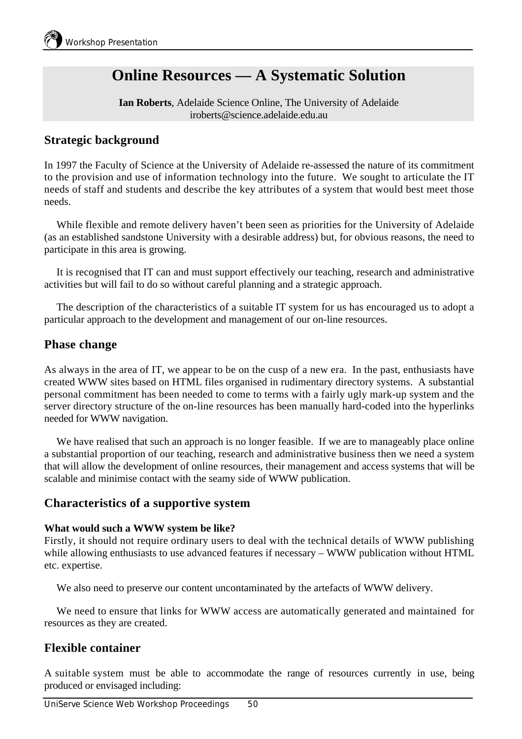# Online Resources — A Systematic Solution

**Ian Roberts**, Adelaide Science Online, The University of Adelaide
iroberts@science.adelaide.edu.au

## Strategic background

In 1997 the Faculty of Science at the University of Adelaide re-assessed the nature of its commitment to the provision and use of information technology into the future. We sought to articulate the IT needs of staff and students and describe the key attributes of a system that would best meet those needs.

While flexible and remote delivery haven't been seen as priorities for the University of Adelaide (as an established sandstone University with a desirable address) but, for obvious reasons, the need to participate in this area is growing.

It is recognised that IT can and must support effectively our teaching, research and administrative activities but will fail to do so without careful planning and a strategic approach.

The description of the characteristics of a suitable IT system for us has encouraged us to adopt a particular approach to the development and management of our on-line resources.

## Phase change

As always in the area of IT, we appear to be on the cusp of a new era. In the past, enthusiasts have created WWW sites based on HTML files organised in rudimentary directory systems. A substantial personal commitment has been needed to come to terms with a fairly ugly mark-up system and the server directory structure of the on-line resources has been manually hard-coded into the hyperlinks needed for WWW navigation.

We have realised that such an approach is no longer feasible. If we are to manageably place online a substantial proportion of our teaching, research and administrative business then we need a system that will allow the development of online resources, their management and access systems that will be scalable and minimise contact with the seamy side of WWW publication.

## Characteristics of a supportive system

**What would such a WWW system be like?**
Firstly, it should not require ordinary users to deal with the technical details of WWW publishing while allowing enthusiasts to use advanced features if necessary – WWW publication without HTML etc. expertise.

We also need to preserve our content uncontaminated by the artefacts of WWW delivery.

We need to ensure that links for WWW access are automatically generated and maintained for resources as they are created.

## Flexible container

A suitable system must be able to accommodate the range of resources currently in use, being produced or envisaged including: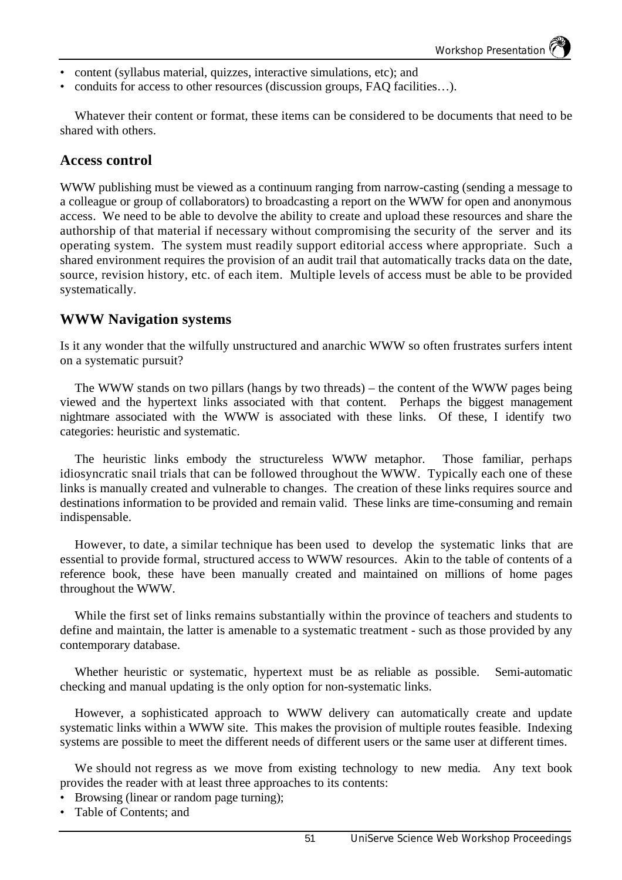- content (syllabus material, quizzes, interactive simulations, etc); and
- conduits for access to other resources (discussion groups, FAQ facilities…).

Whatever their content or format, these items can be considered to be documents that need to be shared with others.

## Access control

WWW publishing must be viewed as a continuum ranging from narrow-casting (sending a message to a colleague or group of collaborators) to broadcasting a report on the WWW for open and anonymous access. We need to be able to devolve the ability to create and upload these resources and share the authorship of that material if necessary without compromising the security of the server and its operating system. The system must readily support editorial access where appropriate. Such a shared environment requires the provision of an audit trail that automatically tracks data on the date, source, revision history, etc. of each item. Multiple levels of access must be able to be provided systematically.

## WWW Navigation systems

Is it any wonder that the wilfully unstructured and anarchic WWW so often frustrates surfers intent on a systematic pursuit?

The WWW stands on two pillars (hangs by two threads) – the content of the WWW pages being viewed and the hypertext links associated with that content. Perhaps the biggest management nightmare associated with the WWW is associated with these links. Of these, I identify two categories: heuristic and systematic.

The heuristic links embody the structureless WWW metaphor. Those familiar, perhaps idiosyncratic snail trials that can be followed throughout the WWW. Typically each one of these links is manually created and vulnerable to changes. The creation of these links requires source and destinations information to be provided and remain valid. These links are time-consuming and remain indispensable.

However, to date, a similar technique has been used to develop the systematic links that are essential to provide formal, structured access to WWW resources. Akin to the table of contents of a reference book, these have been manually created and maintained on millions of home pages throughout the WWW.

While the first set of links remains substantially within the province of teachers and students to define and maintain, the latter is amenable to a systematic treatment - such as those provided by any contemporary database.

Whether heuristic or systematic, hypertext must be as reliable as possible. Semi-automatic checking and manual updating is the only option for non-systematic links.

However, a sophisticated approach to WWW delivery can automatically create and update systematic links within a WWW site. This makes the provision of multiple routes feasible. Indexing systems are possible to meet the different needs of different users or the same user at different times.

We should not regress as we move from existing technology to new media. Any text book provides the reader with at least three approaches to its contents:

- Browsing (linear or random page turning);
- Table of Contents; and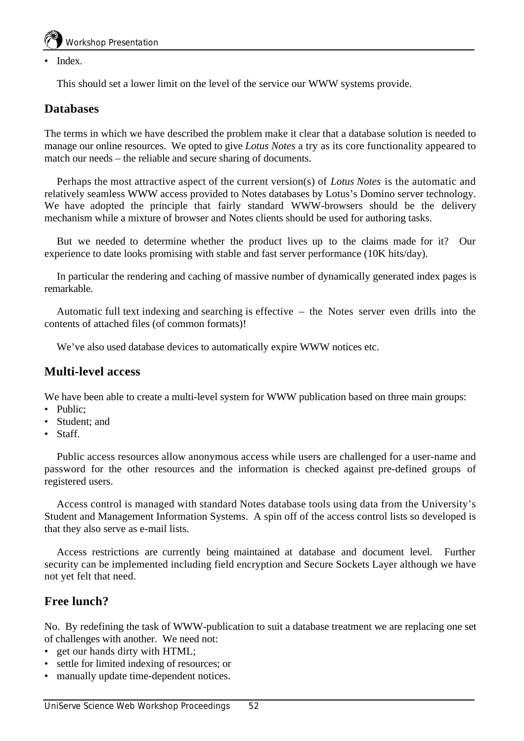- Index.

This should set a lower limit on the level of the service our WWW systems provide.

## Databases

The terms in which we have described the problem make it clear that a database solution is needed to manage our online resources. We opted to give *Lotus Notes* a try as its core functionality appeared to match our needs – the reliable and secure sharing of documents.

Perhaps the most attractive aspect of the current version(s) of *Lotus Notes* is the automatic and relatively seamless WWW access provided to Notes databases by Lotus's Domino server technology. We have adopted the principle that fairly standard WWW-browsers should be the delivery mechanism while a mixture of browser and Notes clients should be used for authoring tasks.

But we needed to determine whether the product lives up to the claims made for it? Our experience to date looks promising with stable and fast server performance (10K hits/day).

In particular the rendering and caching of massive number of dynamically generated index pages is remarkable.

Automatic full text indexing and searching is effective – the Notes server even drills into the contents of attached files (of common formats)!

We've also used database devices to automatically expire WWW notices etc.

## Multi-level access

We have been able to create a multi-level system for WWW publication based on three main groups:

- Public;
- Student; and
- Staff.

Public access resources allow anonymous access while users are challenged for a user-name and password for the other resources and the information is checked against pre-defined groups of registered users.

Access control is managed with standard Notes database tools using data from the University's Student and Management Information Systems. A spin off of the access control lists so developed is that they also serve as e-mail lists.

Access restrictions are currently being maintained at database and document level. Further security can be implemented including field encryption and Secure Sockets Layer although we have not yet felt that need.

## Free lunch?

No. By redefining the task of WWW-publication to suit a database treatment we are replacing one set of challenges with another. We need not:

- get our hands dirty with HTML;
- settle for limited indexing of resources; or
- manually update time-dependent notices.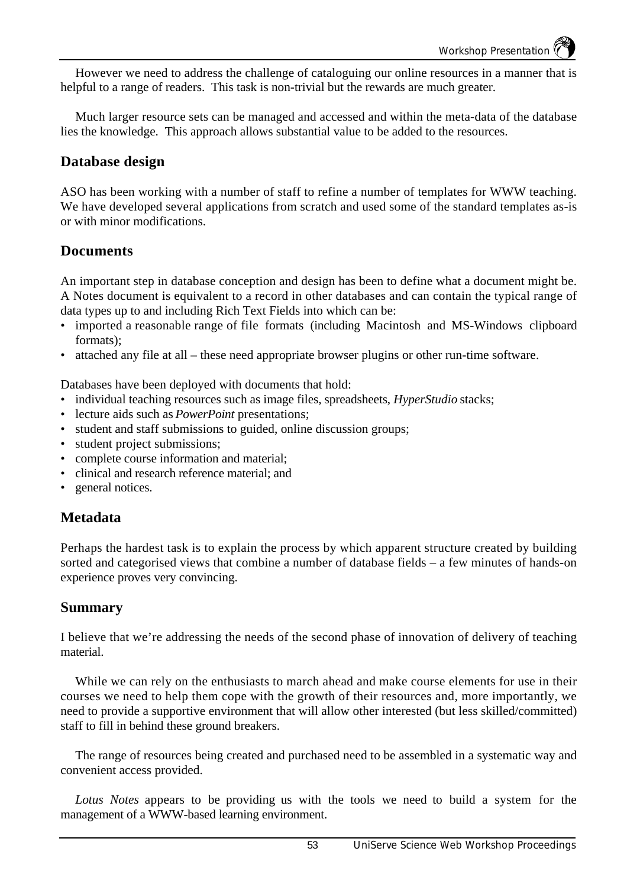However we need to address the challenge of cataloguing our online resources in a manner that is helpful to a range of readers. This task is non-trivial but the rewards are much greater.

Much larger resource sets can be managed and accessed and within the meta-data of the database lies the knowledge. This approach allows substantial value to be added to the resources.

## Database design

ASO has been working with a number of staff to refine a number of templates for WWW teaching. We have developed several applications from scratch and used some of the standard templates as-is or with minor modifications.

## Documents

An important step in database conception and design has been to define what a document might be. A Notes document is equivalent to a record in other databases and can contain the typical range of data types up to and including Rich Text Fields into which can be:

- imported a reasonable range of file formats (including Macintosh and MS-Windows clipboard formats);
- attached any file at all – these need appropriate browser plugins or other run-time software.

Databases have been deployed with documents that hold:

- individual teaching resources such as image files, spreadsheets, *HyperStudio* stacks;
- lecture aids such as *PowerPoint* presentations;
- student and staff submissions to guided, online discussion groups;
- student project submissions;
- complete course information and material;
- clinical and research reference material; and
- general notices.

## Metadata

Perhaps the hardest task is to explain the process by which apparent structure created by building sorted and categorised views that combine a number of database fields – a few minutes of hands-on experience proves very convincing.

## Summary

I believe that we're addressing the needs of the second phase of innovation of delivery of teaching material.

While we can rely on the enthusiasts to march ahead and make course elements for use in their courses we need to help them cope with the growth of their resources and, more importantly, we need to provide a supportive environment that will allow other interested (but less skilled/committed) staff to fill in behind these ground breakers.

The range of resources being created and purchased need to be assembled in a systematic way and convenient access provided.

*Lotus Notes* appears to be providing us with the tools we need to build a system for the management of a WWW-based learning environment.